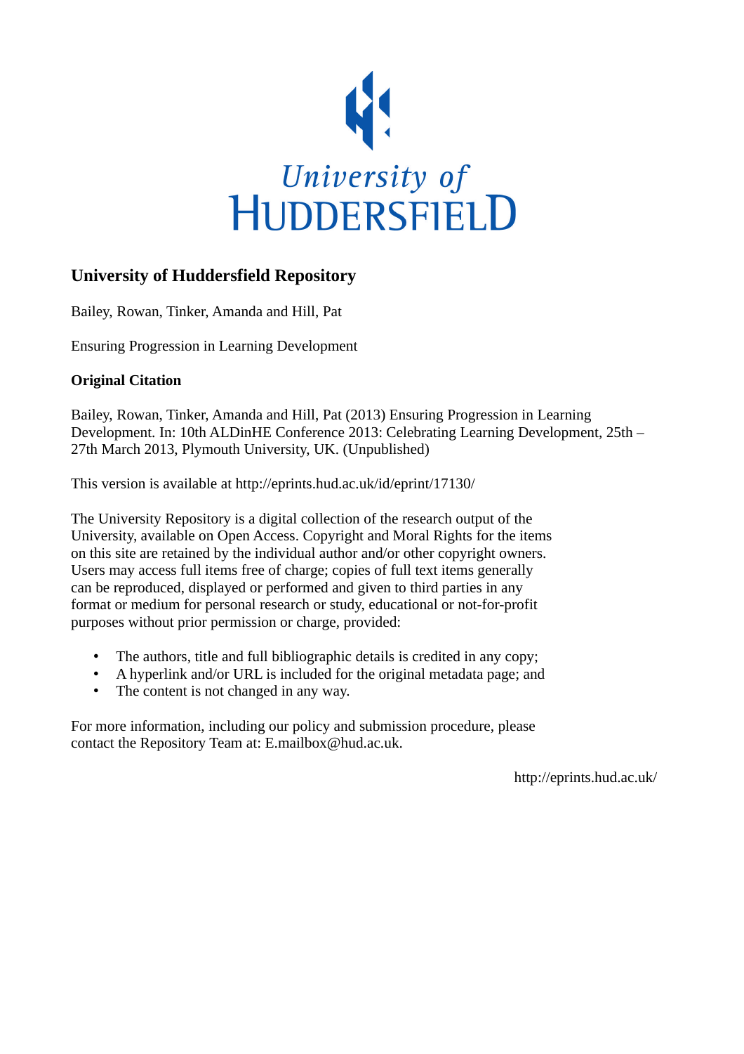University of HUDDERSFIELD

## University of Huddersfield Repository

Bailey, Rowan, Tinker, Amanda and Hill, Pat

Ensuring Progression in Learning Development

### Original Citation

Bailey, Rowan, Tinker, Amanda and Hill, Pat (2013) Ensuring Progression in Learning Development. In: 10th ALDinHE Conference 2013: Celebrating Learning Development, 25th – 27th March 2013, Plymouth University, UK. (Unpublished)

This version is available at http://eprints.hud.ac.uk/id/eprint/17130/

The University Repository is a digital collection of the research output of the University, available on Open Access. Copyright and Moral Rights for the items on this site are retained by the individual author and/or other copyright owners. Users may access full items free of charge; copies of full text items generally can be reproduced, displayed or performed and given to third parties in any format or medium for personal research or study, educational or not-for-profit purposes without prior permission or charge, provided:

- The authors, title and full bibliographic details is credited in any copy;
- A hyperlink and/or URL is included for the original metadata page; and
- The content is not changed in any way.

For more information, including our policy and submission procedure, please contact the Repository Team at: E.mailbox@hud.ac.uk.

http://eprints.hud.ac.uk/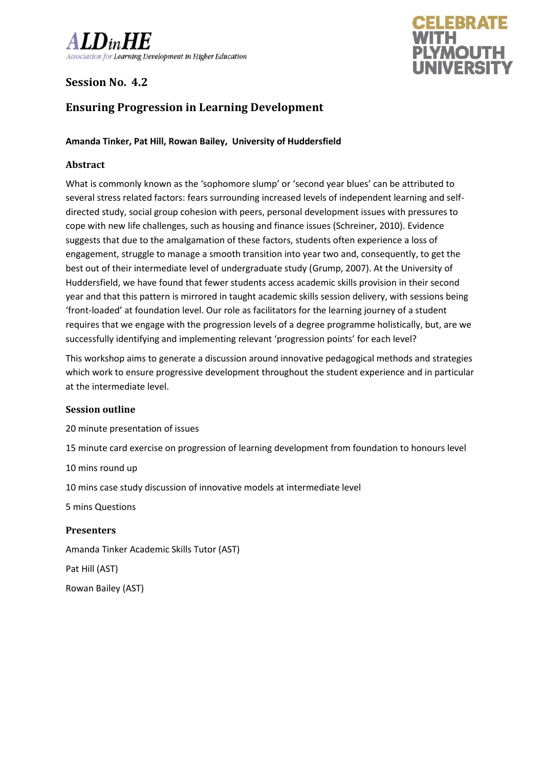## Session No. 4.2

## Ensuring Progression in Learning Development

**Amanda Tinker, Pat Hill, Rowan Bailey, University of Huddersfield**

### Abstract

What is commonly known as the 'sophomore slump' or 'second year blues' can be attributed to several stress related factors: fears surrounding increased levels of independent learning and self-directed study, social group cohesion with peers, personal development issues with pressures to cope with new life challenges, such as housing and finance issues (Schreiner, 2010). Evidence suggests that due to the amalgamation of these factors, students often experience a loss of engagement, struggle to manage a smooth transition into year two and, consequently, to get the best out of their intermediate level of undergraduate study (Grump, 2007). At the University of Huddersfield, we have found that fewer students access academic skills provision in their second year and that this pattern is mirrored in taught academic skills session delivery, with sessions being 'front-loaded' at foundation level. Our role as facilitators for the learning journey of a student requires that we engage with the progression levels of a degree programme holistically, but, are we successfully identifying and implementing relevant 'progression points' for each level?

This workshop aims to generate a discussion around innovative pedagogical methods and strategies which work to ensure progressive development throughout the student experience and in particular at the intermediate level.

### Session outline

20 minute presentation of issues

15 minute card exercise on progression of learning development from foundation to honours level

10 mins round up

10 mins case study discussion of innovative models at intermediate level

5 mins Questions

### Presenters

Amanda Tinker Academic Skills Tutor (AST)

Pat Hill (AST)

Rowan Bailey (AST)